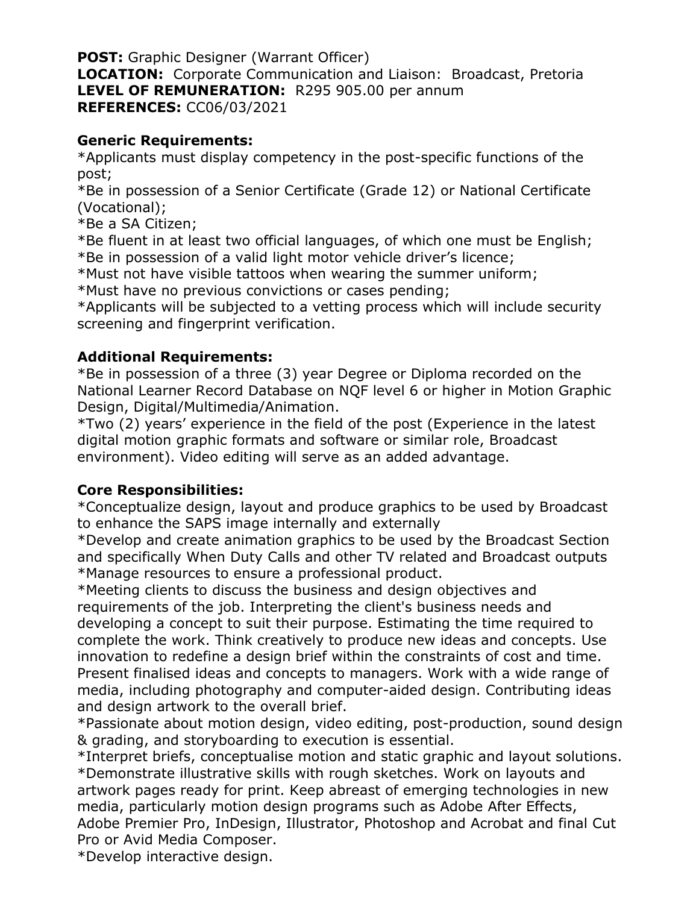**POST:** Graphic Designer (Warrant Officer)
**LOCATION:** Corporate Communication and Liaison: Broadcast, Pretoria
**LEVEL OF REMUNERATION:** R295 905.00 per annum
**REFERENCES:** CC06/03/2021

**Generic Requirements:**

*Applicants must display competency in the post-specific functions of the post;
*Be in possession of a Senior Certificate (Grade 12) or National Certificate (Vocational);
*Be a SA Citizen;
*Be fluent in at least two official languages, of which one must be English;
*Be in possession of a valid light motor vehicle driver's licence;
*Must not have visible tattoos when wearing the summer uniform;
*Must have no previous convictions or cases pending;
*Applicants will be subjected to a vetting process which will include security screening and fingerprint verification.

**Additional Requirements:**

*Be in possession of a three (3) year Degree or Diploma recorded on the National Learner Record Database on NQF level 6 or higher in Motion Graphic Design, Digital/Multimedia/Animation.
*Two (2) years' experience in the field of the post (Experience in the latest digital motion graphic formats and software or similar role, Broadcast environment). Video editing will serve as an added advantage.

**Core Responsibilities:**

*Conceptualize design, layout and produce graphics to be used by Broadcast to enhance the SAPS image internally and externally
*Develop and create animation graphics to be used by the Broadcast Section and specifically When Duty Calls and other TV related and Broadcast outputs
*Manage resources to ensure a professional product.
*Meeting clients to discuss the business and design objectives and requirements of the job. Interpreting the client's business needs and developing a concept to suit their purpose. Estimating the time required to complete the work. Think creatively to produce new ideas and concepts. Use innovation to redefine a design brief within the constraints of cost and time. Present finalised ideas and concepts to managers. Work with a wide range of media, including photography and computer-aided design. Contributing ideas and design artwork to the overall brief.
*Passionate about motion design, video editing, post-production, sound design & grading, and storyboarding to execution is essential.
*Interpret briefs, conceptualise motion and static graphic and layout solutions.
*Demonstrate illustrative skills with rough sketches. Work on layouts and artwork pages ready for print. Keep abreast of emerging technologies in new media, particularly motion design programs such as Adobe After Effects, Adobe Premier Pro, InDesign, Illustrator, Photoshop and Acrobat and final Cut Pro or Avid Media Composer.
*Develop interactive design.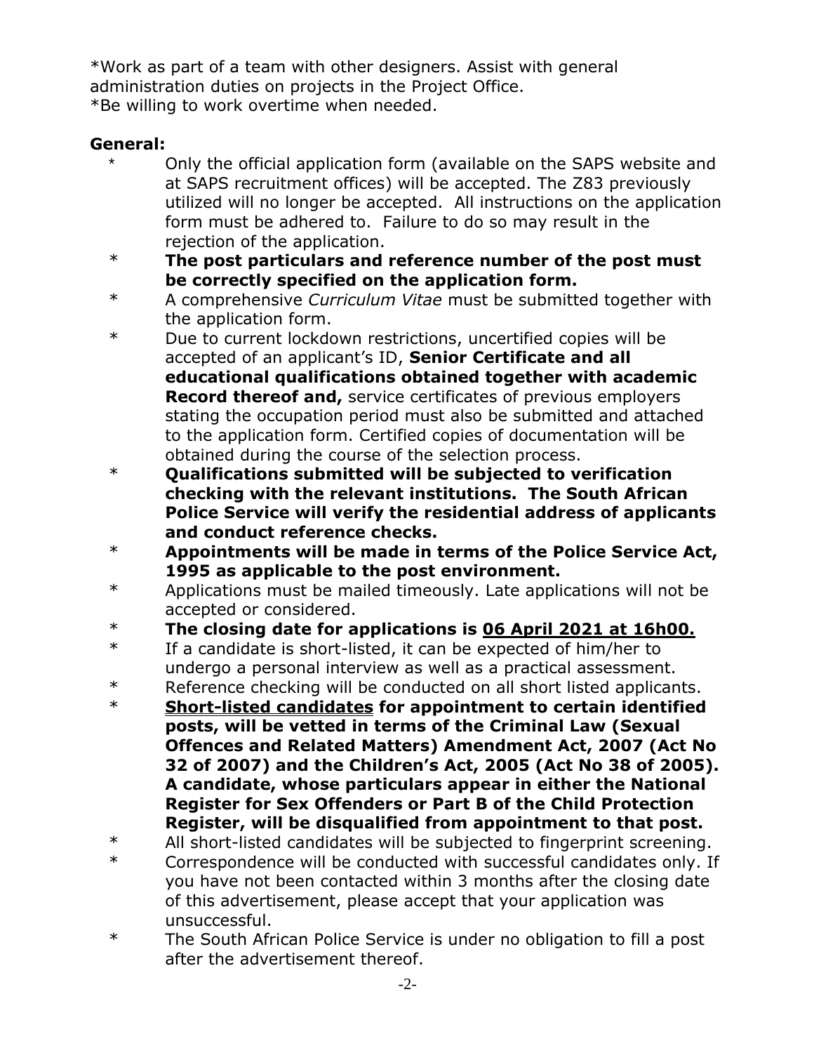*Work as part of a team with other designers. Assist with general administration duties on projects in the Project Office.
*Be willing to work overtime when needed.

**General:**

* Only the official application form (available on the SAPS website and at SAPS recruitment offices) will be accepted. The Z83 previously utilized will no longer be accepted. All instructions on the application form must be adhered to. Failure to do so may result in the rejection of the application.
* **The post particulars and reference number of the post must be correctly specified on the application form.**
* A comprehensive *Curriculum Vitae* must be submitted together with the application form.
* Due to current lockdown restrictions, uncertified copies will be accepted of an applicant's ID, **Senior Certificate and all educational qualifications obtained together with academic Record thereof and,** service certificates of previous employers stating the occupation period must also be submitted and attached to the application form. Certified copies of documentation will be obtained during the course of the selection process.
* **Qualifications submitted will be subjected to verification checking with the relevant institutions. The South African Police Service will verify the residential address of applicants and conduct reference checks.**
* **Appointments will be made in terms of the Police Service Act, 1995 as applicable to the post environment.**
* Applications must be mailed timeously. Late applications will not be accepted or considered.
* **The closing date for applications is <u>06 April 2021 at 16h00.</u>**
* If a candidate is short-listed, it can be expected of him/her to undergo a personal interview as well as a practical assessment.
* Reference checking will be conducted on all short listed applicants.
* **<u>Short-listed candidates</u> for appointment to certain identified posts, will be vetted in terms of the Criminal Law (Sexual Offences and Related Matters) Amendment Act, 2007 (Act No 32 of 2007) and the Children's Act, 2005 (Act No 38 of 2005). A candidate, whose particulars appear in either the National Register for Sex Offenders or Part B of the Child Protection Register, will be disqualified from appointment to that post.**
* All short-listed candidates will be subjected to fingerprint screening.
* Correspondence will be conducted with successful candidates only. If you have not been contacted within 3 months after the closing date of this advertisement, please accept that your application was unsuccessful.
* The South African Police Service is under no obligation to fill a post after the advertisement thereof.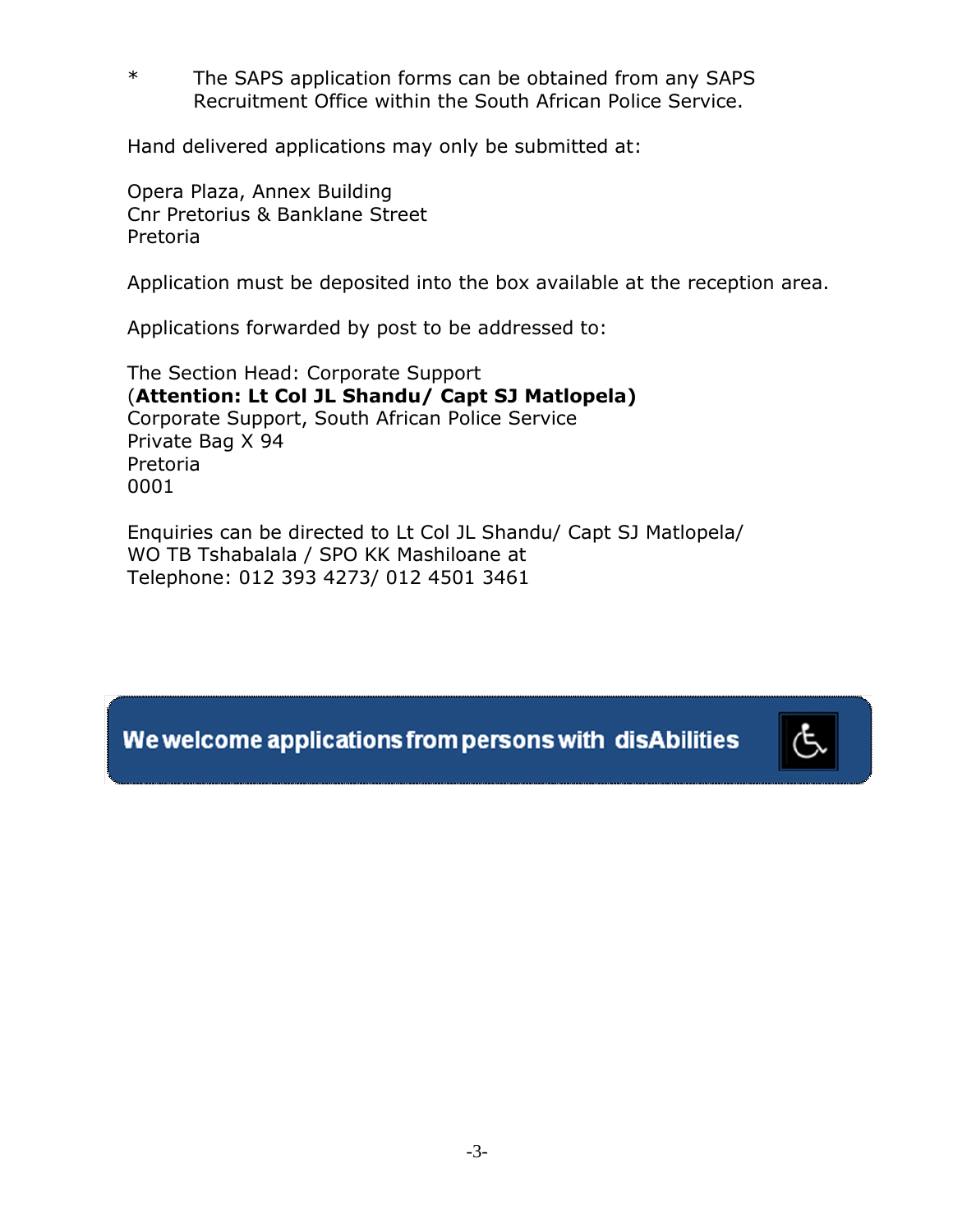* The SAPS application forms can be obtained from any SAPS Recruitment Office within the South African Police Service.

Hand delivered applications may only be submitted at:

Opera Plaza, Annex Building
Cnr Pretorius & Banklane Street
Pretoria

Application must be deposited into the box available at the reception area.

Applications forwarded by post to be addressed to:

The Section Head: Corporate Support
(**Attention: Lt Col JL Shandu/ Capt SJ Matlopela)**
Corporate Support, South African Police Service
Private Bag X 94
Pretoria
0001

Enquiries can be directed to Lt Col JL Shandu/ Capt SJ Matlopela/ WO TB Tshabalala / SPO KK Mashiloane at
Telephone: 012 393 4273/ 012 4501 3461

**We welcome applications from persons with disAbilities**